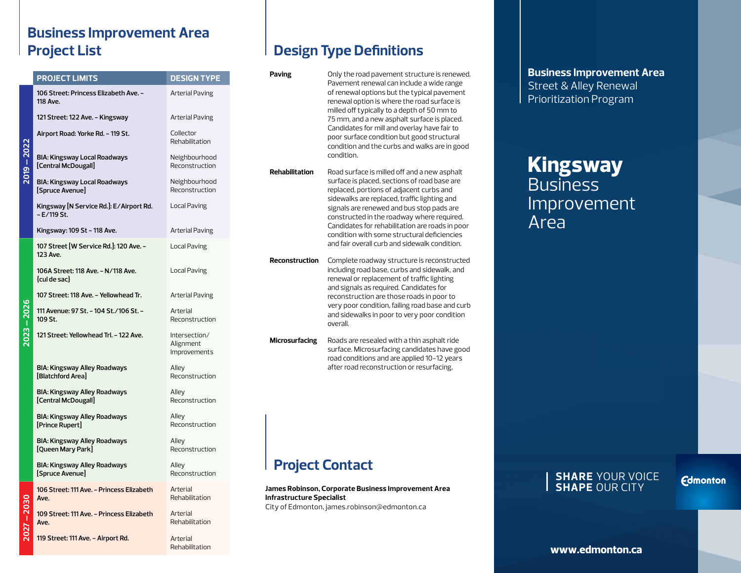## Business Improvement Area Project List

| | PROJECT LIMITS | DESIGN TYPE |
|---|---|---|
| 2019 – 2022 | 106 Street: Princess Elizabeth Ave. – 118 Ave. | Arterial Paving |
| | 121 Street: 122 Ave. – Kingsway | Arterial Paving |
| | Airport Road: Yorke Rd. – 119 St. | Collector Rehabilitation |
| | BIA: Kingsway Local Roadways [Central McDougall] | Neighbourhood Reconstruction |
| | BIA: Kingsway Local Roadways [Spruce Avenue] | Neighbourhood Reconstruction |
| | Kingsway [N Service Rd.]: E/Airport Rd. – E/119 St. | Local Paving |
| | Kingsway: 109 St – 118 Ave. | Arterial Paving |
| 2023 – 2026 | 107 Street [W Service Rd.]: 120 Ave. – 123 Ave. | Local Paving |
| | 106A Street: 118 Ave. – N/118 Ave. {cul de sac} | Local Paving |
| | 107 Street: 118 Ave. – Yellowhead Tr. | Arterial Paving |
| | 111 Avenue: 97 St. – 104 St./106 St. – 109 St. | Arterial Reconstruction |
| | 121 Street: Yellowhead Trl. – 122 Ave. | Intersection/ Alignment Improvements |
| | BIA: Kingsway Alley Roadways [Blatchford Area] | Alley Reconstruction |
| | BIA: Kingsway Alley Roadways [Central McDougall] | Alley Reconstruction |
| | BIA: Kingsway Alley Roadways [Prince Rupert] | Alley Reconstruction |
| | BIA: Kingsway Alley Roadways [Queen Mary Park] | Alley Reconstruction |
| | BIA: Kingsway Alley Roadways [Spruce Avenue] | Alley Reconstruction |
| 2027 – 2030 | 106 Street: 111 Ave. – Princess Elizabeth Ave. | Arterial Rehabilitation |
| | 109 Street: 111 Ave. – Princess Elizabeth Ave. | Arterial Rehabilitation |
| | 119 Street: 111 Ave. – Airport Rd. | Arterial Rehabilitation |

## Design Type Definitions

**Paving** Only the road pavement structure is renewed. Pavement renewal can include a wide range of renewal options but the typical pavement renewal option is where the road surface is milled off typically to a depth of 50 mm to 75 mm, and a new asphalt surface is placed. Candidates for mill and overlay have fair to poor surface condition but good structural condition and the curbs and walks are in good condition.

**Rehabilitation** Road surface is milled off and a new asphalt surface is placed, sections of road base are replaced, portions of adjacent curbs and sidewalks are replaced, traffic lighting and signals are renewed and bus stop pads are constructed in the roadway where required. Candidates for rehabilitation are roads in poor condition with some structural deficiencies and fair overall curb and sidewalk condition.

**Reconstruction** Complete roadway structure is reconstructed including road base, curbs and sidewalk, and renewal or replacement of traffic lighting and signals as required. Candidates for reconstruction are those roads in poor to very poor condition, failing road base and curb and sidewalks in poor to very poor condition overall.

**Microsurfacing** Roads are resealed with a thin asphalt ride surface. Microsurfacing candidates have good road conditions and are applied 10-12 years after road reconstruction or resurfacing.

## Project Contact

**James Robinson, Corporate Business Improvement Area Infrastructure Specialist**
City of Edmonton, james.robinson@edmonton.ca

**Business Improvement Area**
Street & Alley Renewal Prioritization Program

# Kingsway Business Improvement Area

**SHARE** YOUR VOICE
**SHAPE** OUR CITY

Edmonton

**www.edmonton.ca**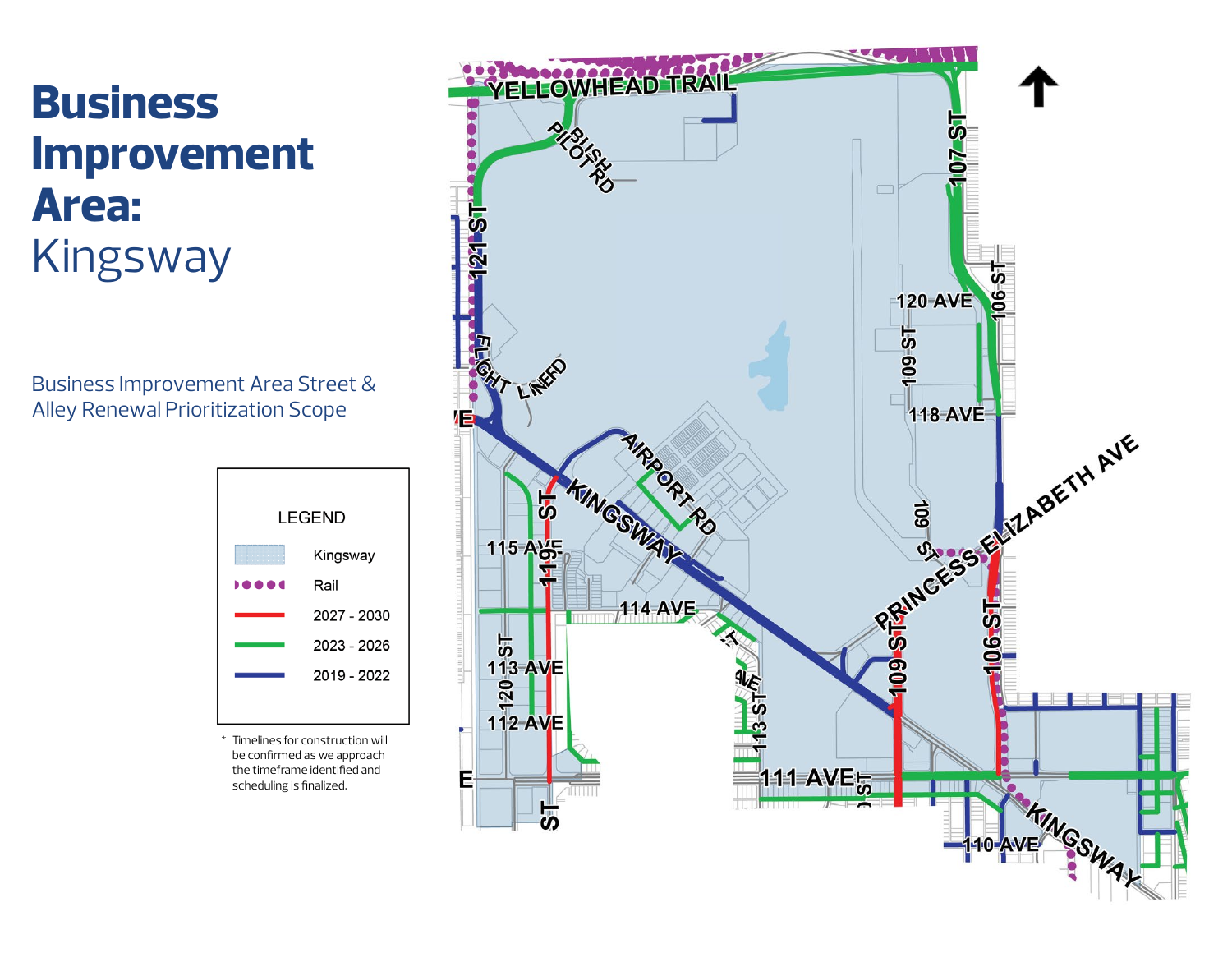# Business Improvement Area: Kingsway

Business Improvement Area Street & Alley Renewal Prioritization Scope

LEGEND

Kingsway

Rail

2027 - 2030

2023 - 2026

2019 - 2022

* Timelines for construction will be confirmed as we approach the timeframe identified and scheduling is finalized.

YELLOWHEAD TRAIL

BUSH PILOT RD

121 ST

107 ST

106 ST

120 AVE

109 ST

118 AVE

FLIGHT LINE RD

AIRPORT RD

KINGSWAY

PRINCESS ELIZABETH AVE

119 ST

115 AVE

114 AVE

120 ST

113 AVE

112 AVE

113 ST

109 ST

106 ST

111 AVE

110 AVE

KINGSWAY